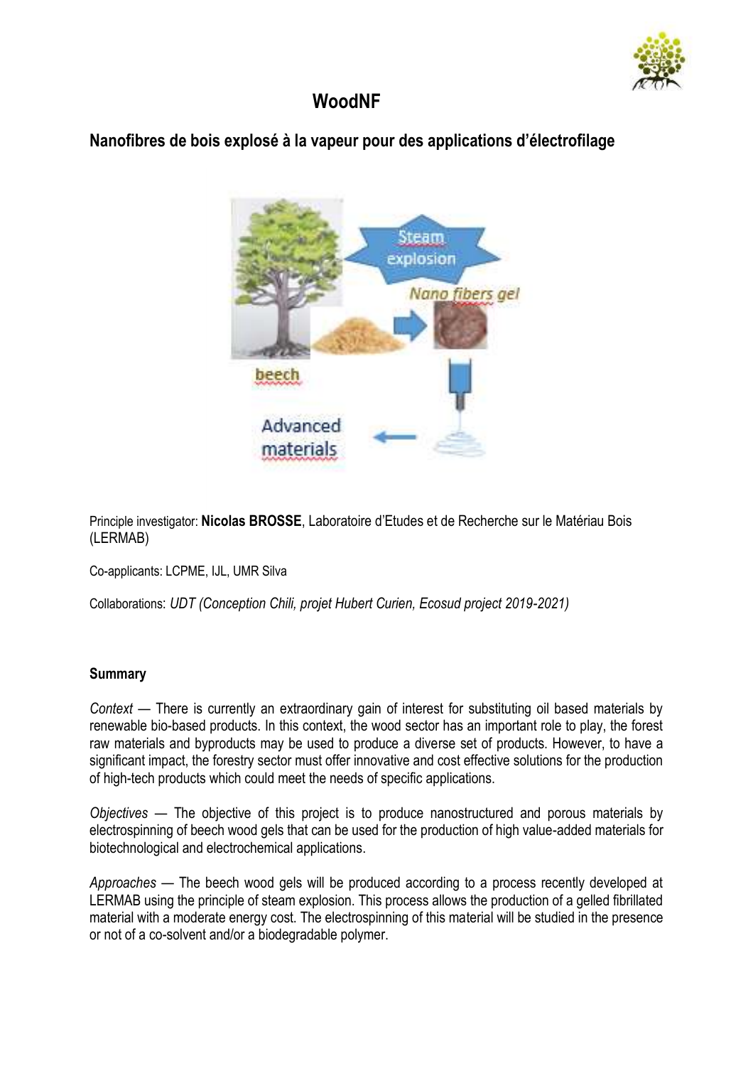# WoodNF

## Nanofibres de bois explosé à la vapeur pour des applications d'électrofilage

Principle investigator: **Nicolas BROSSE**, Laboratoire d'Etudes et de Recherche sur le Matériau Bois (LERMAB)

Co-applicants: LCPME, IJL, UMR Silva

Collaborations: *UDT (Conception Chili, projet Hubert Curien, Ecosud project 2019-2021)*

### Summary

*Context* — There is currently an extraordinary gain of interest for substituting oil based materials by renewable bio-based products. In this context, the wood sector has an important role to play, the forest raw materials and byproducts may be used to produce a diverse set of products. However, to have a significant impact, the forestry sector must offer innovative and cost effective solutions for the production of high-tech products which could meet the needs of specific applications.

*Objectives* — The objective of this project is to produce nanostructured and porous materials by electrospinning of beech wood gels that can be used for the production of high value-added materials for biotechnological and electrochemical applications.

*Approaches* — The beech wood gels will be produced according to a process recently developed at LERMAB using the principle of steam explosion. This process allows the production of a gelled fibrillated material with a moderate energy cost. The electrospinning of this material will be studied in the presence or not of a co-solvent and/or a biodegradable polymer.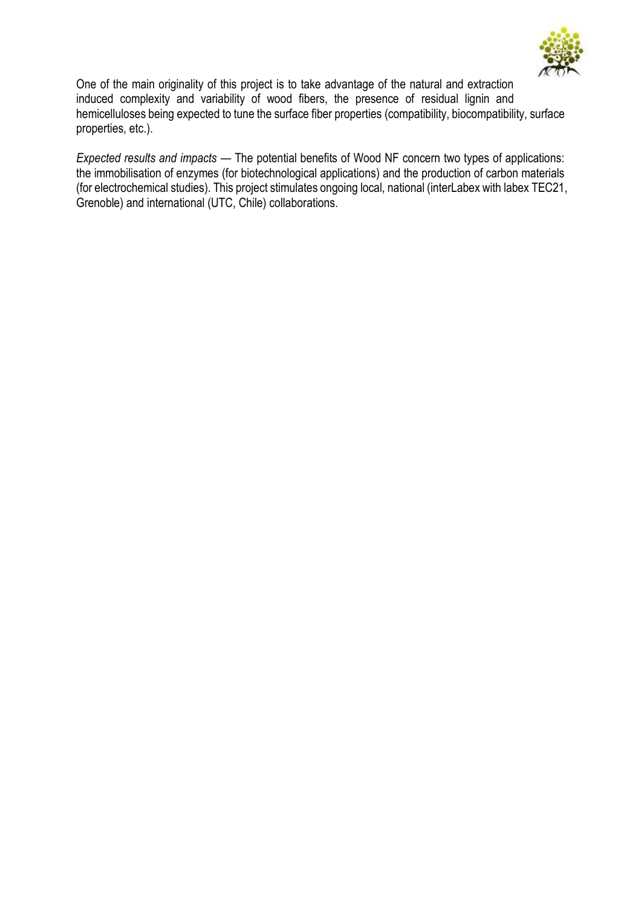One of the main originality of this project is to take advantage of the natural and extraction induced complexity and variability of wood fibers, the presence of residual lignin and hemicelluloses being expected to tune the surface fiber properties (compatibility, biocompatibility, surface properties, etc.).

*Expected results and impacts* — The potential benefits of Wood NF concern two types of applications: the immobilisation of enzymes (for biotechnological applications) and the production of carbon materials (for electrochemical studies). This project stimulates ongoing local, national (interLabex with labex TEC21, Grenoble) and international (UTC, Chile) collaborations.